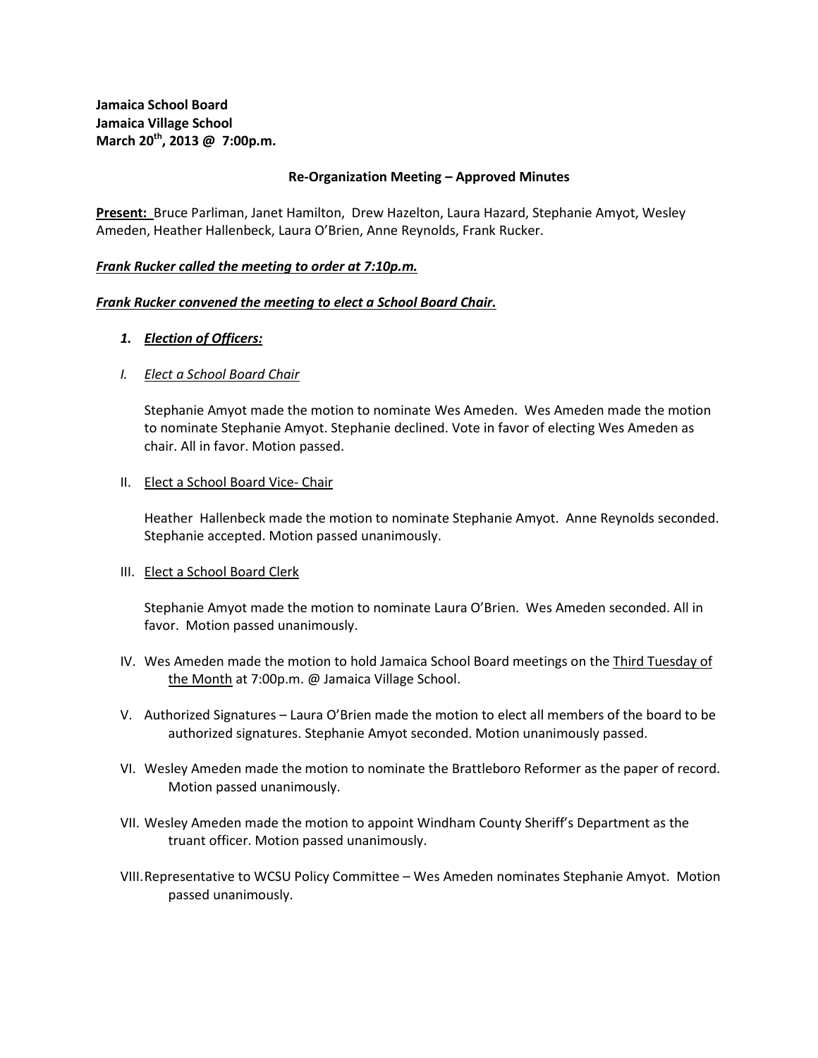**Jamaica School Board**
**Jamaica Village School**
**March 20th, 2013 @ 7:00p.m.**

**Re-Organization Meeting – Approved Minutes**

**<u>Present:</u>** Bruce Parliman, Janet Hamilton, Drew Hazelton, Laura Hazard, Stephanie Amyot, Wesley Ameden, Heather Hallenbeck, Laura O'Brien, Anne Reynolds, Frank Rucker.

***<u>Frank Rucker called the meeting to order at 7:10p.m.</u>***

***<u>Frank Rucker convened the meeting to elect a School Board Chair.</u>***

1. ***<u>Election of Officers:</u>***

*I. <u>Elect a School Board Chair</u>*

Stephanie Amyot made the motion to nominate Wes Ameden. Wes Ameden made the motion to nominate Stephanie Amyot. Stephanie declined. Vote in favor of electing Wes Ameden as chair. All in favor. Motion passed.

II. <u>Elect a School Board Vice- Chair</u>

Heather Hallenbeck made the motion to nominate Stephanie Amyot. Anne Reynolds seconded. Stephanie accepted. Motion passed unanimously.

III. <u>Elect a School Board Clerk</u>

Stephanie Amyot made the motion to nominate Laura O'Brien. Wes Ameden seconded. All in favor. Motion passed unanimously.

IV. Wes Ameden made the motion to hold Jamaica School Board meetings on the <u>Third Tuesday of the Month</u> at 7:00p.m. @ Jamaica Village School.

V. Authorized Signatures – Laura O'Brien made the motion to elect all members of the board to be authorized signatures. Stephanie Amyot seconded. Motion unanimously passed.

VI. Wesley Ameden made the motion to nominate the Brattleboro Reformer as the paper of record. Motion passed unanimously.

VII. Wesley Ameden made the motion to appoint Windham County Sheriff's Department as the truant officer. Motion passed unanimously.

VIII. Representative to WCSU Policy Committee – Wes Ameden nominates Stephanie Amyot. Motion passed unanimously.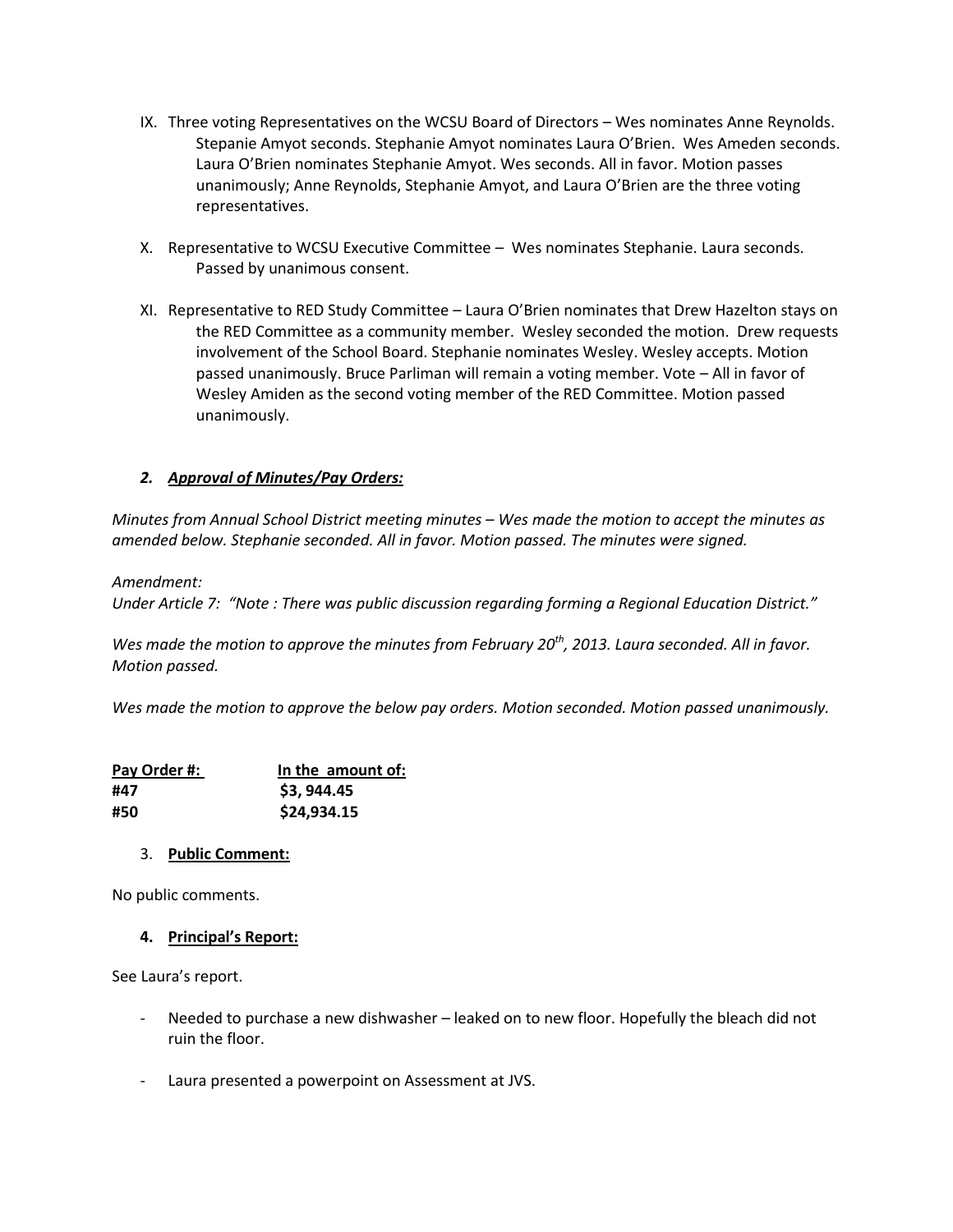IX. Three voting Representatives on the WCSU Board of Directors – Wes nominates Anne Reynolds. Stepanie Amyot seconds. Stephanie Amyot nominates Laura O'Brien. Wes Ameden seconds. Laura O'Brien nominates Stephanie Amyot. Wes seconds. All in favor. Motion passes unanimously; Anne Reynolds, Stephanie Amyot, and Laura O'Brien are the three voting representatives.

X. Representative to WCSU Executive Committee – Wes nominates Stephanie. Laura seconds. Passed by unanimous consent.

XI. Representative to RED Study Committee – Laura O'Brien nominates that Drew Hazelton stays on the RED Committee as a community member. Wesley seconded the motion. Drew requests involvement of the School Board. Stephanie nominates Wesley. Wesley accepts. Motion passed unanimously. Bruce Parliman will remain a voting member. Vote – All in favor of Wesley Amiden as the second voting member of the RED Committee. Motion passed unanimously.

## *2. Approval of Minutes/Pay Orders:*

*Minutes from Annual School District meeting minutes – Wes made the motion to accept the minutes as amended below. Stephanie seconded. All in favor. Motion passed. The minutes were signed.*

*Amendment:*
*Under Article 7: "Note : There was public discussion regarding forming a Regional Education District."*

*Wes made the motion to approve the minutes from February 20th, 2013. Laura seconded. All in favor. Motion passed.*

*Wes made the motion to approve the below pay orders. Motion seconded. Motion passed unanimously.*

| Pay Order #: | In the amount of: |
|---|---|
| #47 | $3, 944.45 |
| #50 | $24,934.15 |

## 3. Public Comment:

No public comments.

## 4. Principal's Report:

See Laura's report.

- Needed to purchase a new dishwasher – leaked on to new floor. Hopefully the bleach did not ruin the floor.
- Laura presented a powerpoint on Assessment at JVS.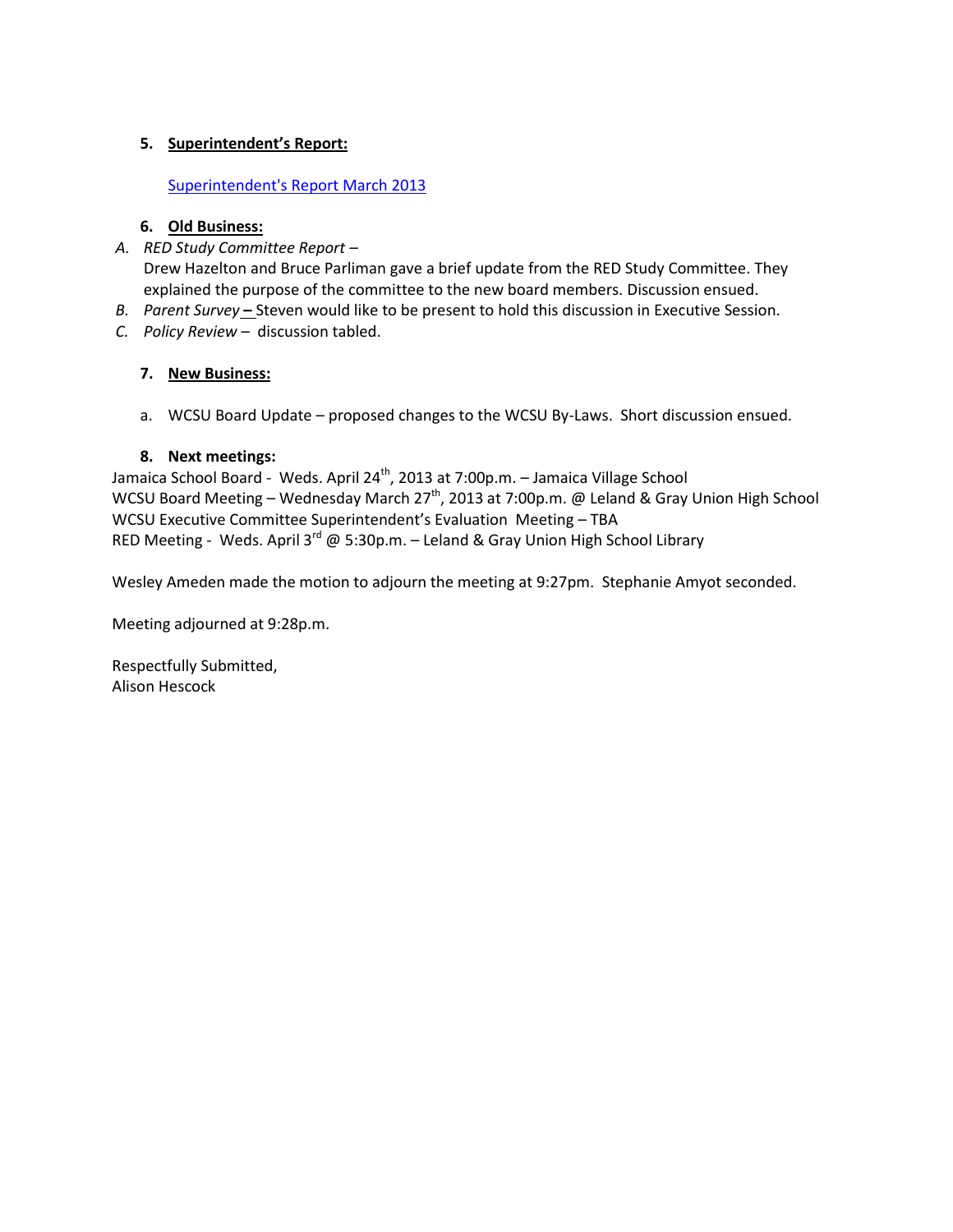5. **Superintendent's Report:**

   [Superintendent's Report March 2013]

6. **Old Business:**

A. *RED Study Committee Report* –
   Drew Hazelton and Bruce Parliman gave a brief update from the RED Study Committee. They explained the purpose of the committee to the new board members. Discussion ensued.

B. *Parent Survey* – Steven would like to be present to hold this discussion in Executive Session.

C. *Policy Review* – discussion tabled.

7. **New Business:**

   a. WCSU Board Update – proposed changes to the WCSU By-Laws. Short discussion ensued.

8. **Next meetings:**

Jamaica School Board - Weds. April 24th, 2013 at 7:00p.m. – Jamaica Village School
WCSU Board Meeting – Wednesday March 27th, 2013 at 7:00p.m. @ Leland & Gray Union High School
WCSU Executive Committee Superintendent's Evaluation Meeting – TBA
RED Meeting - Weds. April 3rd @ 5:30p.m. – Leland & Gray Union High School Library

Wesley Ameden made the motion to adjourn the meeting at 9:27pm. Stephanie Amyot seconded.

Meeting adjourned at 9:28p.m.

Respectfully Submitted,
Alison Hescock